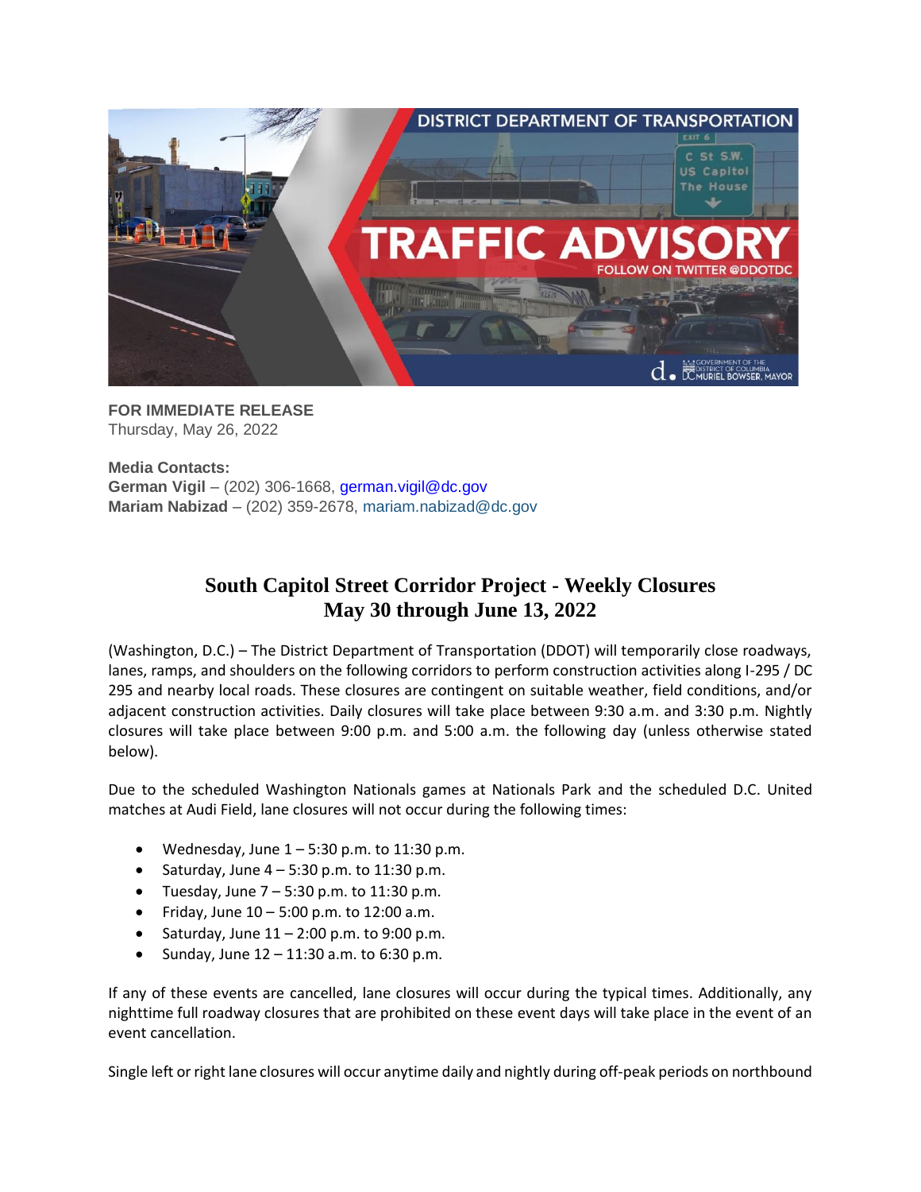**FOR IMMEDIATE RELEASE**
Thursday, May 26, 2022

**Media Contacts:**
**German Vigil** – (202) 306-1668, german.vigil@dc.gov
**Mariam Nabizad** – (202) 359-2678, mariam.nabizad@dc.gov

# South Capitol Street Corridor Project - Weekly Closures May 30 through June 13, 2022

(Washington, D.C.) – The District Department of Transportation (DDOT) will temporarily close roadways, lanes, ramps, and shoulders on the following corridors to perform construction activities along I-295 / DC 295 and nearby local roads. These closures are contingent on suitable weather, field conditions, and/or adjacent construction activities. Daily closures will take place between 9:30 a.m. and 3:30 p.m. Nightly closures will take place between 9:00 p.m. and 5:00 a.m. the following day (unless otherwise stated below).

Due to the scheduled Washington Nationals games at Nationals Park and the scheduled D.C. United matches at Audi Field, lane closures will not occur during the following times:

- Wednesday, June 1 – 5:30 p.m. to 11:30 p.m.
- Saturday, June 4 – 5:30 p.m. to 11:30 p.m.
- Tuesday, June 7 – 5:30 p.m. to 11:30 p.m.
- Friday, June 10 – 5:00 p.m. to 12:00 a.m.
- Saturday, June 11 – 2:00 p.m. to 9:00 p.m.
- Sunday, June 12 – 11:30 a.m. to 6:30 p.m.

If any of these events are cancelled, lane closures will occur during the typical times. Additionally, any nighttime full roadway closures that are prohibited on these event days will take place in the event of an event cancellation.

Single left or right lane closures will occur anytime daily and nightly during off-peak periods on northbound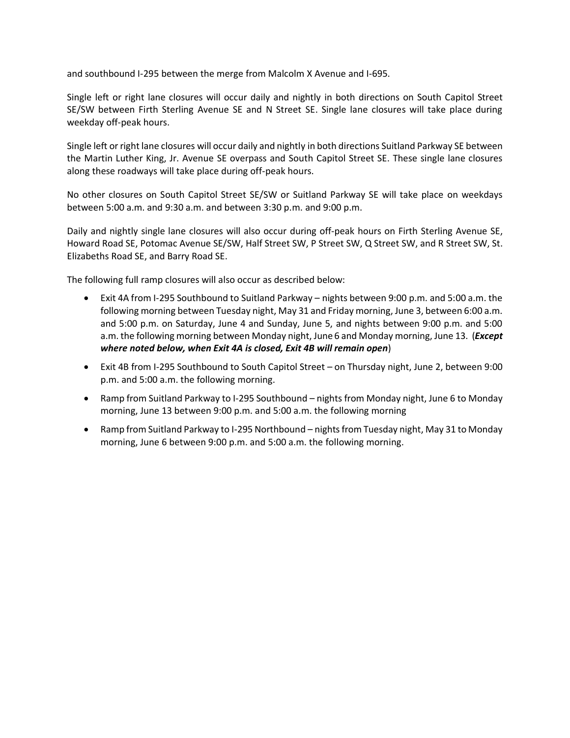and southbound I-295 between the merge from Malcolm X Avenue and I-695.

Single left or right lane closures will occur daily and nightly in both directions on South Capitol Street SE/SW between Firth Sterling Avenue SE and N Street SE. Single lane closures will take place during weekday off-peak hours.

Single left or right lane closures will occur daily and nightly in both directions Suitland Parkway SE between the Martin Luther King, Jr. Avenue SE overpass and South Capitol Street SE. These single lane closures along these roadways will take place during off-peak hours.

No other closures on South Capitol Street SE/SW or Suitland Parkway SE will take place on weekdays between 5:00 a.m. and 9:30 a.m. and between 3:30 p.m. and 9:00 p.m.

Daily and nightly single lane closures will also occur during off-peak hours on Firth Sterling Avenue SE, Howard Road SE, Potomac Avenue SE/SW, Half Street SW, P Street SW, Q Street SW, and R Street SW, St. Elizabeths Road SE, and Barry Road SE.

The following full ramp closures will also occur as described below:

- Exit 4A from I-295 Southbound to Suitland Parkway – nights between 9:00 p.m. and 5:00 a.m. the following morning between Tuesday night, May 31 and Friday morning, June 3, between 6:00 a.m. and 5:00 p.m. on Saturday, June 4 and Sunday, June 5, and nights between 9:00 p.m. and 5:00 a.m. the following morning between Monday night, June 6 and Monday morning, June 13. (***Except where noted below, when Exit 4A is closed, Exit 4B will remain open***)
- Exit 4B from I-295 Southbound to South Capitol Street – on Thursday night, June 2, between 9:00 p.m. and 5:00 a.m. the following morning.
- Ramp from Suitland Parkway to I-295 Southbound – nights from Monday night, June 6 to Monday morning, June 13 between 9:00 p.m. and 5:00 a.m. the following morning
- Ramp from Suitland Parkway to I-295 Northbound – nights from Tuesday night, May 31 to Monday morning, June 6 between 9:00 p.m. and 5:00 a.m. the following morning.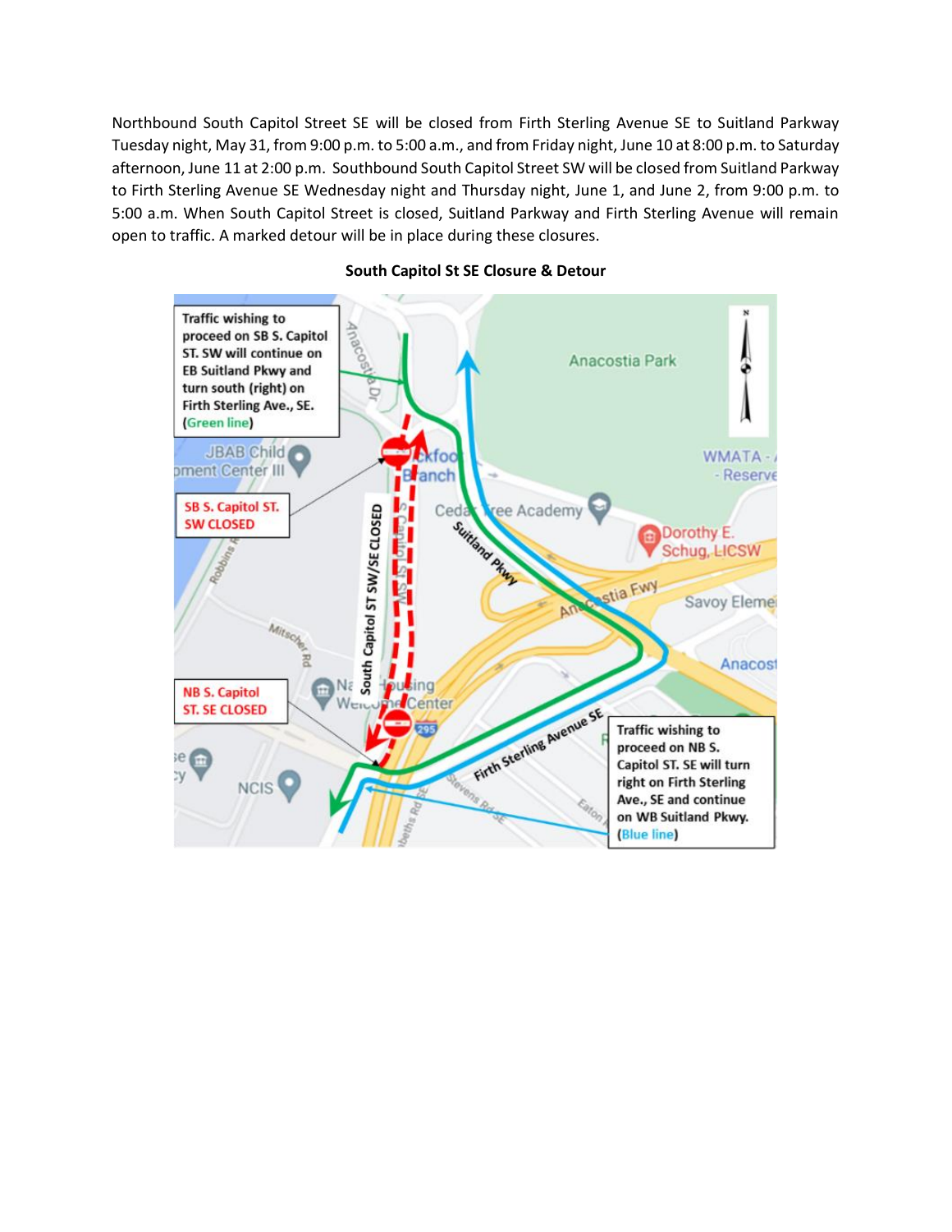Northbound South Capitol Street SE will be closed from Firth Sterling Avenue SE to Suitland Parkway Tuesday night, May 31, from 9:00 p.m. to 5:00 a.m., and from Friday night, June 10 at 8:00 p.m. to Saturday afternoon, June 11 at 2:00 p.m. Southbound South Capitol Street SW will be closed from Suitland Parkway to Firth Sterling Avenue SE Wednesday night and Thursday night, June 1, and June 2, from 9:00 p.m. to 5:00 a.m. When South Capitol Street is closed, Suitland Parkway and Firth Sterling Avenue will remain open to traffic. A marked detour will be in place during these closures.

**South Capitol St SE Closure & Detour**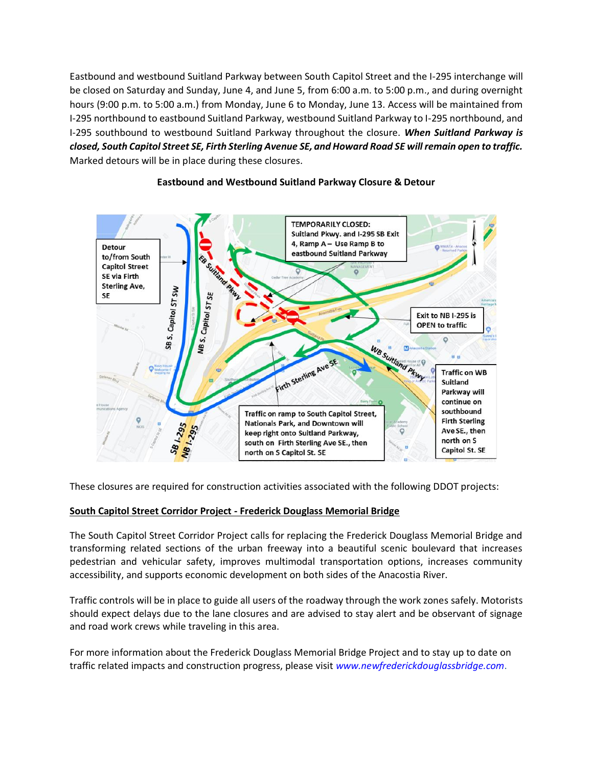Eastbound and westbound Suitland Parkway between South Capitol Street and the I-295 interchange will be closed on Saturday and Sunday, June 4, and June 5, from 6:00 a.m. to 5:00 p.m., and during overnight hours (9:00 p.m. to 5:00 a.m.) from Monday, June 6 to Monday, June 13. Access will be maintained from I-295 northbound to eastbound Suitland Parkway, westbound Suitland Parkway to I-295 northbound, and I-295 southbound to westbound Suitland Parkway throughout the closure. ***When Suitland Parkway is closed, South Capitol Street SE, Firth Sterling Avenue SE, and Howard Road SE will remain open to traffic.*** Marked detours will be in place during these closures.

**Eastbound and Westbound Suitland Parkway Closure & Detour**

These closures are required for construction activities associated with the following DDOT projects:

**South Capitol Street Corridor Project - Frederick Douglass Memorial Bridge**

The South Capitol Street Corridor Project calls for replacing the Frederick Douglass Memorial Bridge and transforming related sections of the urban freeway into a beautiful scenic boulevard that increases pedestrian and vehicular safety, improves multimodal transportation options, increases community accessibility, and supports economic development on both sides of the Anacostia River.

Traffic controls will be in place to guide all users of the roadway through the work zones safely. Motorists should expect delays due to the lane closures and are advised to stay alert and be observant of signage and road work crews while traveling in this area.

For more information about the Frederick Douglass Memorial Bridge Project and to stay up to date on traffic related impacts and construction progress, please visit *www.newfrederickdouglassbridge.com*.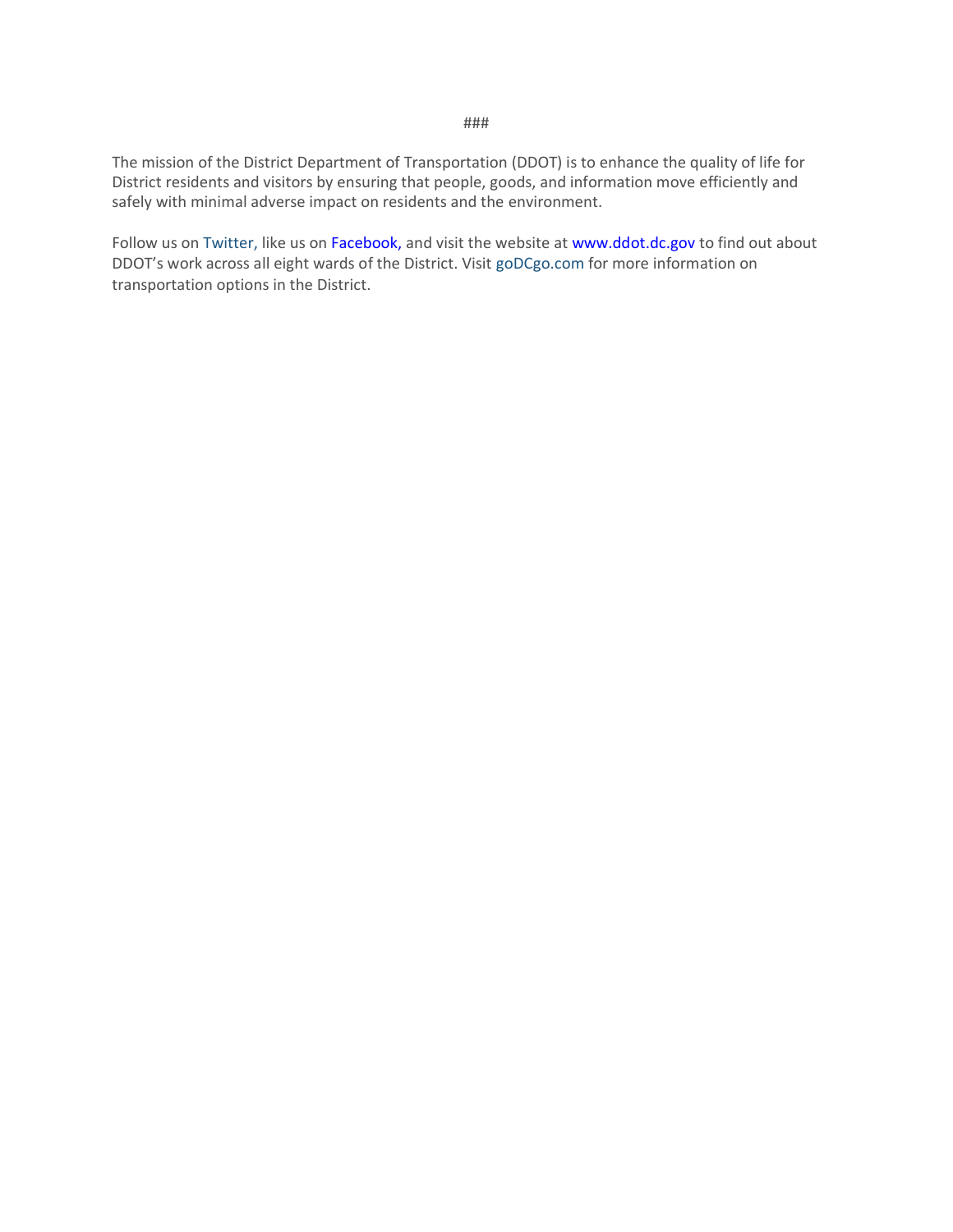###

The mission of the District Department of Transportation (DDOT) is to enhance the quality of life for District residents and visitors by ensuring that people, goods, and information move efficiently and safely with minimal adverse impact on residents and the environment.

Follow us on Twitter, like us on Facebook, and visit the website at www.ddot.dc.gov to find out about DDOT's work across all eight wards of the District. Visit goDCgo.com for more information on transportation options in the District.